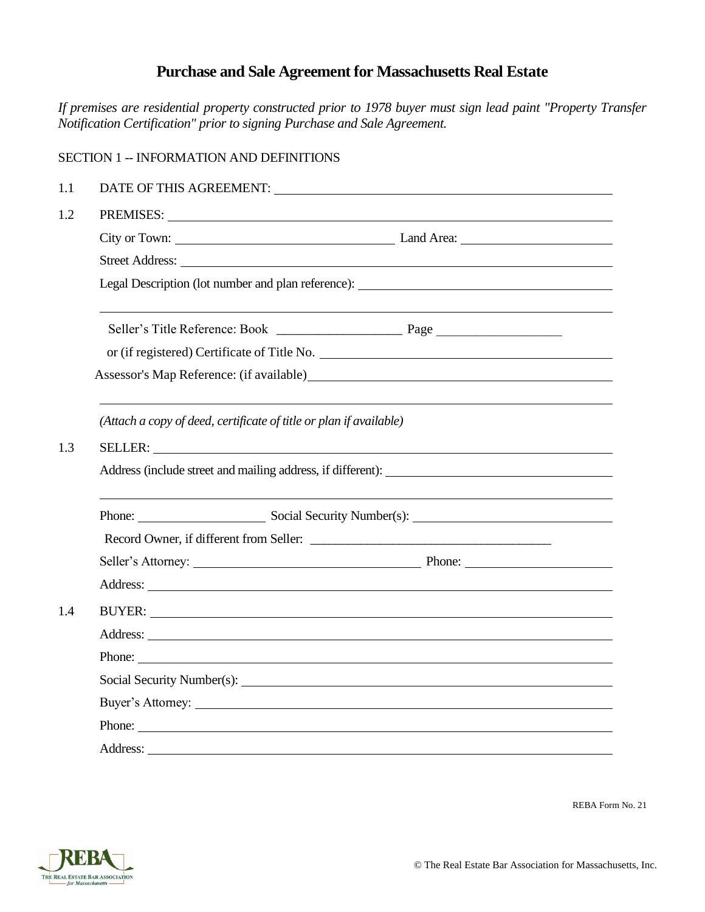# Purchase and Sale Agreement for Massachusetts Real Estate

*If premises are residential property constructed prior to 1978 buyer must sign lead paint "Property Transfer Notification Certification" prior to signing Purchase and Sale Agreement.*

SECTION 1 -- INFORMATION AND DEFINITIONS

1.1 DATE OF THIS AGREEMENT: ______________________________

1.2 PREMISES: ______________________________

City or Town: ____________________ Land Area: ____________________

Street Address: ______________________________

Legal Description (lot number and plan reference): ______________________________

______________________________

Seller's Title Reference: Book ___________________ Page ___________________

or (if registered) Certificate of Title No. ______________________________

Assessor's Map Reference: (if available) ______________________________

______________________________

*(Attach a copy of deed, certificate of title or plan if available)*

1.3 SELLER: ______________________________

Address (include street and mailing address, if different): ______________________________

______________________________

Phone: ____________________ Social Security Number(s): ____________________

Record Owner, if different from Seller: ______________________________

Seller's Attorney: ____________________ Phone: ____________________

Address: ______________________________

1.4 BUYER: ______________________________

Address: ______________________________

Phone: ______________________________

Social Security Number(s): ______________________________

Buyer's Attorney: ______________________________

Phone: ______________________________

Address: ______________________________

REBA Form No. 21

© The Real Estate Bar Association for Massachusetts, Inc.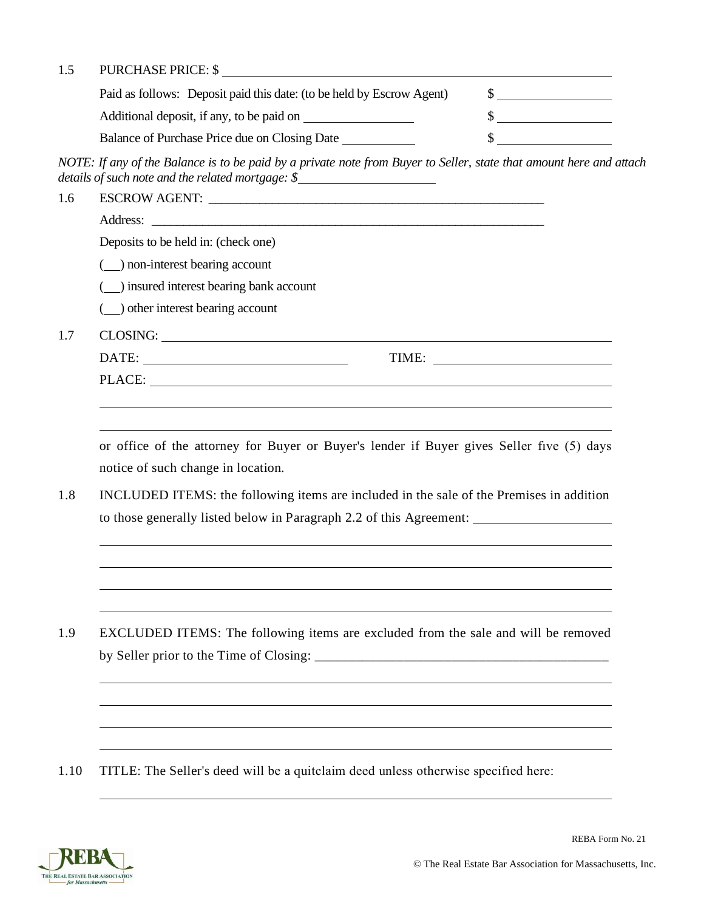1.5 PURCHASE PRICE: $ ____________________________________________

Paid as follows: Deposit paid this date: (to be held by Escrow Agent) $ ________________

Additional deposit, if any, to be paid on ________________ $ ________________

Balance of Purchase Price due on Closing Date ___________ $ ________________

*NOTE: If any of the Balance is to be paid by a private note from Buyer to Seller, state that amount here and attach details of such note and the related mortgage: $____________________*

1.6 ESCROW AGENT: ______________________________________________________

Address: ______________________________________________________________

Deposits to be held in: (check one)

(__) non-interest bearing account

(__) insured interest bearing bank account

(__) other interest bearing account

1.7 CLOSING: ____________________________________________________________

DATE: ____________________________ TIME: __________________________

PLACE: _________________________________________________________________

_______________________________________________________________________

_______________________________________________________________________

or office of the attorney for Buyer or Buyer's lender if Buyer gives Seller five (5) days notice of such change in location.

1.8 INCLUDED ITEMS: the following items are included in the sale of the Premises in addition to those generally listed below in Paragraph 2.2 of this Agreement: ____________________

_______________________________________________________________________

_______________________________________________________________________

_______________________________________________________________________

_______________________________________________________________________

1.9 EXCLUDED ITEMS: The following items are excluded from the sale and will be removed by Seller prior to the Time of Closing: ___________________________________________

_______________________________________________________________________

_______________________________________________________________________

_______________________________________________________________________

_______________________________________________________________________

1.10 TITLE: The Seller's deed will be a quitclaim deed unless otherwise specified here:

_______________________________________________________________________

REBA Form No. 21

© The Real Estate Bar Association for Massachusetts, Inc.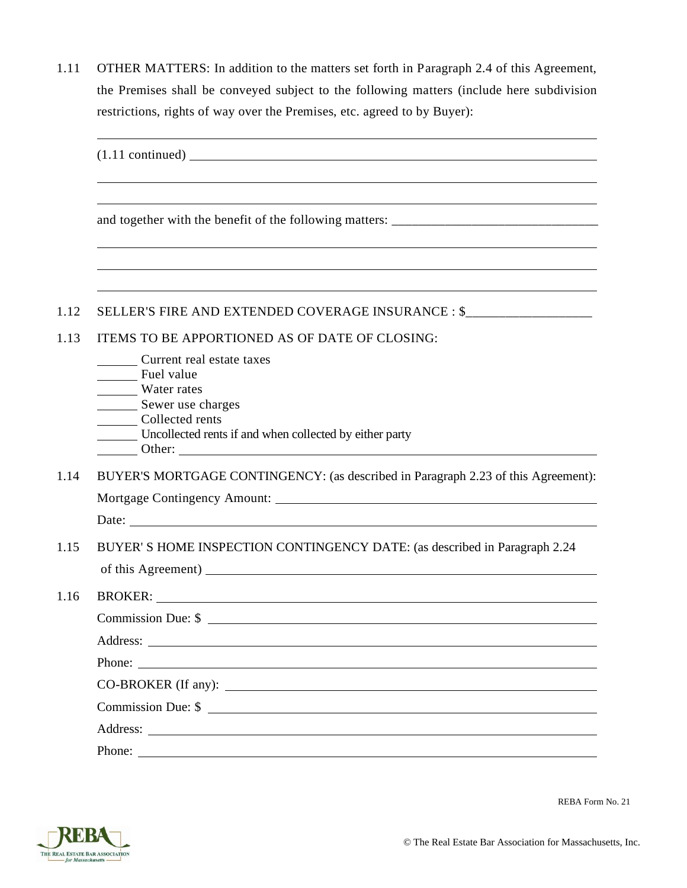1.11 OTHER MATTERS: In addition to the matters set forth in Paragraph 2.4 of this Agreement, the Premises shall be conveyed subject to the following matters (include here subdivision restrictions, rights of way over the Premises, etc. agreed to by Buyer):

_______________________________________________________________________________

(1.11 continued) ________________________________________________________________

_______________________________________________________________________________

_______________________________________________________________________________

and together with the benefit of the following matters: ______________________________

_______________________________________________________________________________

_______________________________________________________________________________

_______________________________________________________________________________

1.12 SELLER'S FIRE AND EXTENDED COVERAGE INSURANCE : $___________________

1.13 ITEMS TO BE APPORTIONED AS OF DATE OF CLOSING:

______ Current real estate taxes
______ Fuel value
______ Water rates
______ Sewer use charges
______ Collected rents
______ Uncollected rents if and when collected by either party
______ Other: ___________________________________________________________

1.14 BUYER'S MORTGAGE CONTINGENCY: (as described in Paragraph 2.23 of this Agreement):

Mortgage Contingency Amount: ______________________________________________

Date: ____________________________________________________________________

1.15 BUYER' S HOME INSPECTION CONTINGENCY DATE: (as described in Paragraph 2.24 of this Agreement) ______________________________________________________

1.16 BROKER: _________________________________________________________________

Commission Due: $ __________________________________________________________

Address: _________________________________________________________________

Phone: ___________________________________________________________________

CO-BROKER (If any): _______________________________________________________

Commission Due: $ __________________________________________________________

Address: _________________________________________________________________

Phone: ___________________________________________________________________

REBA Form No. 21

© The Real Estate Bar Association for Massachusetts, Inc.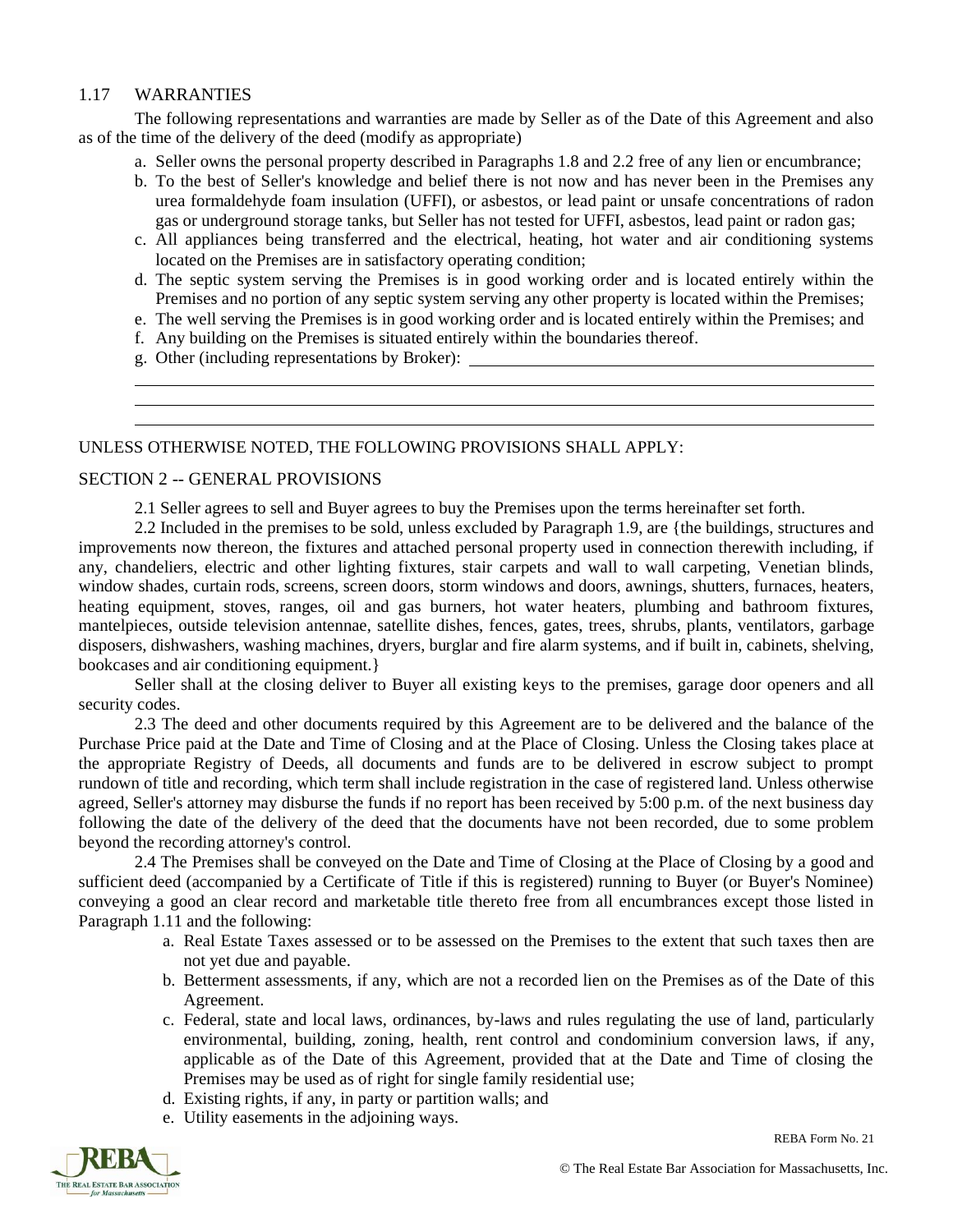## 1.17 WARRANTIES

The following representations and warranties are made by Seller as of the Date of this Agreement and also as of the time of the delivery of the deed (modify as appropriate)

a. Seller owns the personal property described in Paragraphs 1.8 and 2.2 free of any lien or encumbrance;
b. To the best of Seller's knowledge and belief there is not now and has never been in the Premises any urea formaldehyde foam insulation (UFFI), or asbestos, or lead paint or unsafe concentrations of radon gas or underground storage tanks, but Seller has not tested for UFFI, asbestos, lead paint or radon gas;
c. All appliances being transferred and the electrical, heating, hot water and air conditioning systems located on the Premises are in satisfactory operating condition;
d. The septic system serving the Premises is in good working order and is located entirely within the Premises and no portion of any septic system serving any other property is located within the Premises;
e. The well serving the Premises is in good working order and is located entirely within the Premises; and
f. Any building on the Premises is situated entirely within the boundaries thereof.
g. Other (including representations by Broker): ______________________________________________

______________________________________________________________________________

______________________________________________________________________________

______________________________________________________________________________

UNLESS OTHERWISE NOTED, THE FOLLOWING PROVISIONS SHALL APPLY:

## SECTION 2 -- GENERAL PROVISIONS

2.1 Seller agrees to sell and Buyer agrees to buy the Premises upon the terms hereinafter set forth.

2.2 Included in the premises to be sold, unless excluded by Paragraph 1.9, are {the buildings, structures and improvements now thereon, the fixtures and attached personal property used in connection therewith including, if any, chandeliers, electric and other lighting fixtures, stair carpets and wall to wall carpeting, Venetian blinds, window shades, curtain rods, screens, screen doors, storm windows and doors, awnings, shutters, furnaces, heaters, heating equipment, stoves, ranges, oil and gas burners, hot water heaters, plumbing and bathroom fixtures, mantelpieces, outside television antennae, satellite dishes, fences, gates, trees, shrubs, plants, ventilators, garbage disposers, dishwashers, washing machines, dryers, burglar and fire alarm systems, and if built in, cabinets, shelving, bookcases and air conditioning equipment.}

Seller shall at the closing deliver to Buyer all existing keys to the premises, garage door openers and all security codes.

2.3 The deed and other documents required by this Agreement are to be delivered and the balance of the Purchase Price paid at the Date and Time of Closing and at the Place of Closing. Unless the Closing takes place at the appropriate Registry of Deeds, all documents and funds are to be delivered in escrow subject to prompt rundown of title and recording, which term shall include registration in the case of registered land. Unless otherwise agreed, Seller's attorney may disburse the funds if no report has been received by 5:00 p.m. of the next business day following the date of the delivery of the deed that the documents have not been recorded, due to some problem beyond the recording attorney's control.

2.4 The Premises shall be conveyed on the Date and Time of Closing at the Place of Closing by a good and sufficient deed (accompanied by a Certificate of Title if this is registered) running to Buyer (or Buyer's Nominee) conveying a good an clear record and marketable title thereto free from all encumbrances except those listed in Paragraph 1.11 and the following:

a. Real Estate Taxes assessed or to be assessed on the Premises to the extent that such taxes then are not yet due and payable.
b. Betterment assessments, if any, which are not a recorded lien on the Premises as of the Date of this Agreement.
c. Federal, state and local laws, ordinances, by-laws and rules regulating the use of land, particularly environmental, building, zoning, health, rent control and condominium conversion laws, if any, applicable as of the Date of this Agreement, provided that at the Date and Time of closing the Premises may be used as of right for single family residential use;
d. Existing rights, if any, in party or partition walls; and
e. Utility easements in the adjoining ways.

REBA Form No. 21

© The Real Estate Bar Association for Massachusetts, Inc.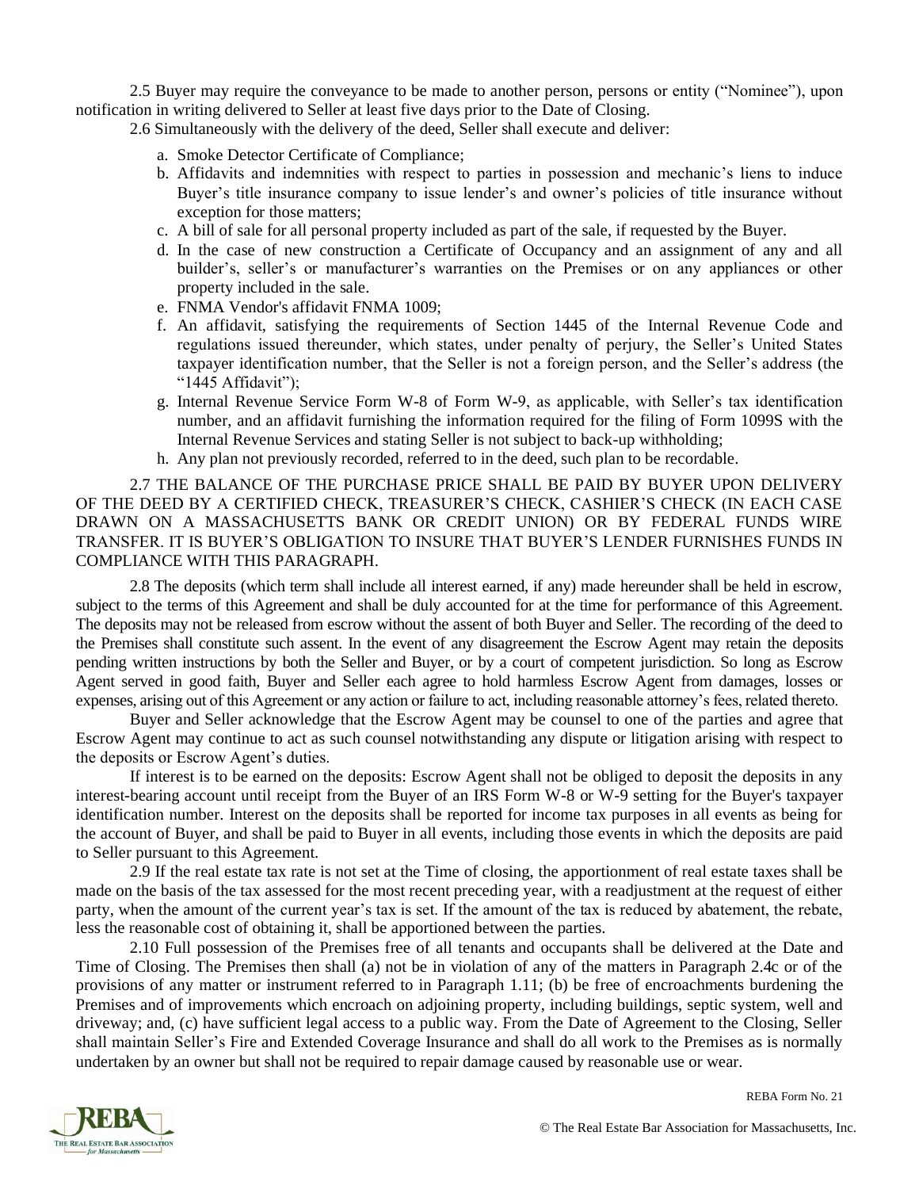2.5 Buyer may require the conveyance to be made to another person, persons or entity ("Nominee"), upon notification in writing delivered to Seller at least five days prior to the Date of Closing.

2.6 Simultaneously with the delivery of the deed, Seller shall execute and deliver:

a. Smoke Detector Certificate of Compliance;
b. Affidavits and indemnities with respect to parties in possession and mechanic's liens to induce Buyer's title insurance company to issue lender's and owner's policies of title insurance without exception for those matters;
c. A bill of sale for all personal property included as part of the sale, if requested by the Buyer.
d. In the case of new construction a Certificate of Occupancy and an assignment of any and all builder's, seller's or manufacturer's warranties on the Premises or on any appliances or other property included in the sale.
e. FNMA Vendor's affidavit FNMA 1009;
f. An affidavit, satisfying the requirements of Section 1445 of the Internal Revenue Code and regulations issued thereunder, which states, under penalty of perjury, the Seller's United States taxpayer identification number, that the Seller is not a foreign person, and the Seller's address (the "1445 Affidavit");
g. Internal Revenue Service Form W-8 of Form W-9, as applicable, with Seller's tax identification number, and an affidavit furnishing the information required for the filing of Form 1099S with the Internal Revenue Services and stating Seller is not subject to back-up withholding;
h. Any plan not previously recorded, referred to in the deed, such plan to be recordable.

2.7 THE BALANCE OF THE PURCHASE PRICE SHALL BE PAID BY BUYER UPON DELIVERY OF THE DEED BY A CERTIFIED CHECK, TREASURER'S CHECK, CASHIER'S CHECK (IN EACH CASE DRAWN ON A MASSACHUSETTS BANK OR CREDIT UNION) OR BY FEDERAL FUNDS WIRE TRANSFER. IT IS BUYER'S OBLIGATION TO INSURE THAT BUYER'S LENDER FURNISHES FUNDS IN COMPLIANCE WITH THIS PARAGRAPH.

2.8 The deposits (which term shall include all interest earned, if any) made hereunder shall be held in escrow, subject to the terms of this Agreement and shall be duly accounted for at the time for performance of this Agreement. The deposits may not be released from escrow without the assent of both Buyer and Seller. The recording of the deed to the Premises shall constitute such assent. In the event of any disagreement the Escrow Agent may retain the deposits pending written instructions by both the Seller and Buyer, or by a court of competent jurisdiction. So long as Escrow Agent served in good faith, Buyer and Seller each agree to hold harmless Escrow Agent from damages, losses or expenses, arising out of this Agreement or any action or failure to act, including reasonable attorney's fees, related thereto.

Buyer and Seller acknowledge that the Escrow Agent may be counsel to one of the parties and agree that Escrow Agent may continue to act as such counsel notwithstanding any dispute or litigation arising with respect to the deposits or Escrow Agent's duties.

If interest is to be earned on the deposits: Escrow Agent shall not be obliged to deposit the deposits in any interest-bearing account until receipt from the Buyer of an IRS Form W-8 or W-9 setting for the Buyer's taxpayer identification number. Interest on the deposits shall be reported for income tax purposes in all events as being for the account of Buyer, and shall be paid to Buyer in all events, including those events in which the deposits are paid to Seller pursuant to this Agreement.

2.9 If the real estate tax rate is not set at the Time of closing, the apportionment of real estate taxes shall be made on the basis of the tax assessed for the most recent preceding year, with a readjustment at the request of either party, when the amount of the current year's tax is set. If the amount of the tax is reduced by abatement, the rebate, less the reasonable cost of obtaining it, shall be apportioned between the parties.

2.10 Full possession of the Premises free of all tenants and occupants shall be delivered at the Date and Time of Closing. The Premises then shall (a) not be in violation of any of the matters in Paragraph 2.4c or of the provisions of any matter or instrument referred to in Paragraph 1.11; (b) be free of encroachments burdening the Premises and of improvements which encroach on adjoining property, including buildings, septic system, well and driveway; and, (c) have sufficient legal access to a public way. From the Date of Agreement to the Closing, Seller shall maintain Seller's Fire and Extended Coverage Insurance and shall do all work to the Premises as is normally undertaken by an owner but shall not be required to repair damage caused by reasonable use or wear.

REBA Form No. 21

© The Real Estate Bar Association for Massachusetts, Inc.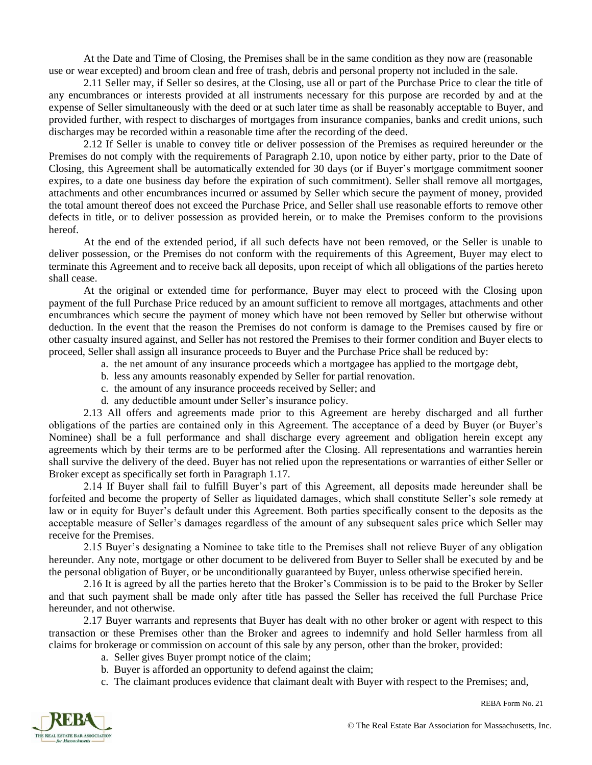At the Date and Time of Closing, the Premises shall be in the same condition as they now are (reasonable use or wear excepted) and broom clean and free of trash, debris and personal property not included in the sale.

2.11 Seller may, if Seller so desires, at the Closing, use all or part of the Purchase Price to clear the title of any encumbrances or interests provided at all instruments necessary for this purpose are recorded by and at the expense of Seller simultaneously with the deed or at such later time as shall be reasonably acceptable to Buyer, and provided further, with respect to discharges of mortgages from insurance companies, banks and credit unions, such discharges may be recorded within a reasonable time after the recording of the deed.

2.12 If Seller is unable to convey title or deliver possession of the Premises as required hereunder or the Premises do not comply with the requirements of Paragraph 2.10, upon notice by either party, prior to the Date of Closing, this Agreement shall be automatically extended for 30 days (or if Buyer's mortgage commitment sooner expires, to a date one business day before the expiration of such commitment). Seller shall remove all mortgages, attachments and other encumbrances incurred or assumed by Seller which secure the payment of money, provided the total amount thereof does not exceed the Purchase Price, and Seller shall use reasonable efforts to remove other defects in title, or to deliver possession as provided herein, or to make the Premises conform to the provisions hereof.

At the end of the extended period, if all such defects have not been removed, or the Seller is unable to deliver possession, or the Premises do not conform with the requirements of this Agreement, Buyer may elect to terminate this Agreement and to receive back all deposits, upon receipt of which all obligations of the parties hereto shall cease.

At the original or extended time for performance, Buyer may elect to proceed with the Closing upon payment of the full Purchase Price reduced by an amount sufficient to remove all mortgages, attachments and other encumbrances which secure the payment of money which have not been removed by Seller but otherwise without deduction. In the event that the reason the Premises do not conform is damage to the Premises caused by fire or other casualty insured against, and Seller has not restored the Premises to their former condition and Buyer elects to proceed, Seller shall assign all insurance proceeds to Buyer and the Purchase Price shall be reduced by:

a. the net amount of any insurance proceeds which a mortgagee has applied to the mortgage debt,
b. less any amounts reasonably expended by Seller for partial renovation.
c. the amount of any insurance proceeds received by Seller; and
d. any deductible amount under Seller's insurance policy.

2.13 All offers and agreements made prior to this Agreement are hereby discharged and all further obligations of the parties are contained only in this Agreement. The acceptance of a deed by Buyer (or Buyer's Nominee) shall be a full performance and shall discharge every agreement and obligation herein except any agreements which by their terms are to be performed after the Closing. All representations and warranties herein shall survive the delivery of the deed. Buyer has not relied upon the representations or warranties of either Seller or Broker except as specifically set forth in Paragraph 1.17.

2.14 If Buyer shall fail to fulfill Buyer's part of this Agreement, all deposits made hereunder shall be forfeited and become the property of Seller as liquidated damages, which shall constitute Seller's sole remedy at law or in equity for Buyer's default under this Agreement. Both parties specifically consent to the deposits as the acceptable measure of Seller's damages regardless of the amount of any subsequent sales price which Seller may receive for the Premises.

2.15 Buyer's designating a Nominee to take title to the Premises shall not relieve Buyer of any obligation hereunder. Any note, mortgage or other document to be delivered from Buyer to Seller shall be executed by and be the personal obligation of Buyer, or be unconditionally guaranteed by Buyer, unless otherwise specified herein.

2.16 It is agreed by all the parties hereto that the Broker's Commission is to be paid to the Broker by Seller and that such payment shall be made only after title has passed the Seller has received the full Purchase Price hereunder, and not otherwise.

2.17 Buyer warrants and represents that Buyer has dealt with no other broker or agent with respect to this transaction or these Premises other than the Broker and agrees to indemnify and hold Seller harmless from all claims for brokerage or commission on account of this sale by any person, other than the broker, provided:

a. Seller gives Buyer prompt notice of the claim;
b. Buyer is afforded an opportunity to defend against the claim;
c. The claimant produces evidence that claimant dealt with Buyer with respect to the Premises; and,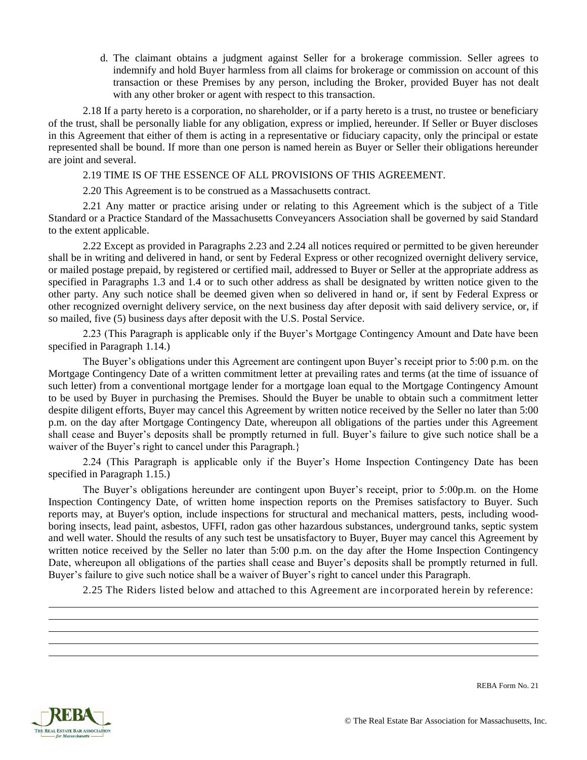d. The claimant obtains a judgment against Seller for a brokerage commission. Seller agrees to indemnify and hold Buyer harmless from all claims for brokerage or commission on account of this transaction or these Premises by any person, including the Broker, provided Buyer has not dealt with any other broker or agent with respect to this transaction.

2.18 If a party hereto is a corporation, no shareholder, or if a party hereto is a trust, no trustee or beneficiary of the trust, shall be personally liable for any obligation, express or implied, hereunder. If Seller or Buyer discloses in this Agreement that either of them is acting in a representative or fiduciary capacity, only the principal or estate represented shall be bound. If more than one person is named herein as Buyer or Seller their obligations hereunder are joint and several.

2.19 TIME IS OF THE ESSENCE OF ALL PROVISIONS OF THIS AGREEMENT.

2.20 This Agreement is to be construed as a Massachusetts contract.

2.21 Any matter or practice arising under or relating to this Agreement which is the subject of a Title Standard or a Practice Standard of the Massachusetts Conveyancers Association shall be governed by said Standard to the extent applicable.

2.22 Except as provided in Paragraphs 2.23 and 2.24 all notices required or permitted to be given hereunder shall be in writing and delivered in hand, or sent by Federal Express or other recognized overnight delivery service, or mailed postage prepaid, by registered or certified mail, addressed to Buyer or Seller at the appropriate address as specified in Paragraphs 1.3 and 1.4 or to such other address as shall be designated by written notice given to the other party. Any such notice shall be deemed given when so delivered in hand or, if sent by Federal Express or other recognized overnight delivery service, on the next business day after deposit with said delivery service, or, if so mailed, five (5) business days after deposit with the U.S. Postal Service.

2.23 (This Paragraph is applicable only if the Buyer's Mortgage Contingency Amount and Date have been specified in Paragraph 1.14.)

The Buyer's obligations under this Agreement are contingent upon Buyer's receipt prior to 5:00 p.m. on the Mortgage Contingency Date of a written commitment letter at prevailing rates and terms (at the time of issuance of such letter) from a conventional mortgage lender for a mortgage loan equal to the Mortgage Contingency Amount to be used by Buyer in purchasing the Premises. Should the Buyer be unable to obtain such a commitment letter despite diligent efforts, Buyer may cancel this Agreement by written notice received by the Seller no later than 5:00 p.m. on the day after Mortgage Contingency Date, whereupon all obligations of the parties under this Agreement shall cease and Buyer's deposits shall be promptly returned in full. Buyer's failure to give such notice shall be a waiver of the Buyer's right to cancel under this Paragraph.}

2.24 (This Paragraph is applicable only if the Buyer's Home Inspection Contingency Date has been specified in Paragraph 1.15.)

The Buyer's obligations hereunder are contingent upon Buyer's receipt, prior to 5:00p.m. on the Home Inspection Contingency Date, of written home inspection reports on the Premises satisfactory to Buyer. Such reports may, at Buyer's option, include inspections for structural and mechanical matters, pests, including wood-boring insects, lead paint, asbestos, UFFI, radon gas other hazardous substances, underground tanks, septic system and well water. Should the results of any such test be unsatisfactory to Buyer, Buyer may cancel this Agreement by written notice received by the Seller no later than 5:00 p.m. on the day after the Home Inspection Contingency Date, whereupon all obligations of the parties shall cease and Buyer's deposits shall be promptly returned in full. Buyer's failure to give such notice shall be a waiver of Buyer's right to cancel under this Paragraph.

2.25 The Riders listed below and attached to this Agreement are incorporated herein by reference:

\_\_\_\_\_\_\_\_\_\_\_\_\_\_\_\_\_\_\_\_\_\_\_\_\_\_\_\_\_\_\_\_\_\_\_\_\_\_\_\_\_\_\_\_\_\_\_\_\_\_\_\_\_\_\_\_\_\_\_\_\_\_\_\_\_\_\_\_\_\_\_\_\_\_\_\_\_\_

\_\_\_\_\_\_\_\_\_\_\_\_\_\_\_\_\_\_\_\_\_\_\_\_\_\_\_\_\_\_\_\_\_\_\_\_\_\_\_\_\_\_\_\_\_\_\_\_\_\_\_\_\_\_\_\_\_\_\_\_\_\_\_\_\_\_\_\_\_\_\_\_\_\_\_\_\_\_

\_\_\_\_\_\_\_\_\_\_\_\_\_\_\_\_\_\_\_\_\_\_\_\_\_\_\_\_\_\_\_\_\_\_\_\_\_\_\_\_\_\_\_\_\_\_\_\_\_\_\_\_\_\_\_\_\_\_\_\_\_\_\_\_\_\_\_\_\_\_\_\_\_\_\_\_\_\_

\_\_\_\_\_\_\_\_\_\_\_\_\_\_\_\_\_\_\_\_\_\_\_\_\_\_\_\_\_\_\_\_\_\_\_\_\_\_\_\_\_\_\_\_\_\_\_\_\_\_\_\_\_\_\_\_\_\_\_\_\_\_\_\_\_\_\_\_\_\_\_\_\_\_\_\_\_\_

\_\_\_\_\_\_\_\_\_\_\_\_\_\_\_\_\_\_\_\_\_\_\_\_\_\_\_\_\_\_\_\_\_\_\_\_\_\_\_\_\_\_\_\_\_\_\_\_\_\_\_\_\_\_\_\_\_\_\_\_\_\_\_\_\_\_\_\_\_\_\_\_\_\_\_\_\_\_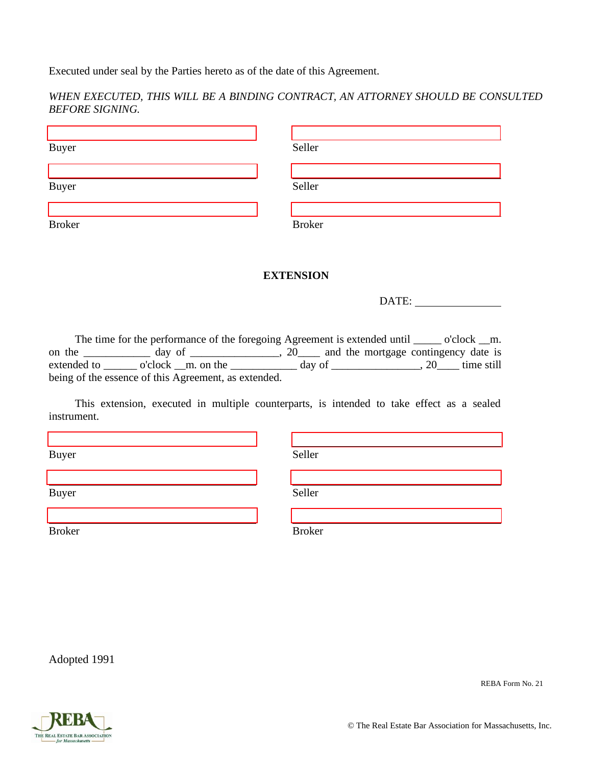Executed under seal by the Parties hereto as of the date of this Agreement.

*WHEN EXECUTED, THIS WILL BE A BINDING CONTRACT, AN ATTORNEY SHOULD BE CONSULTED BEFORE SIGNING.*

| | |
|---|---|
| Buyer | Seller |
| Buyer | Seller |
| Broker | Broker |

**EXTENSION**

DATE: ________________

The time for the performance of the foregoing Agreement is extended until _____ o'clock __m. on the ____________ day of ________________, 20____ and the mortgage contingency date is extended to ______ o'clock __m. on the ____________ day of ________________, 20____ time still being of the essence of this Agreement, as extended.

This extension, executed in multiple counterparts, is intended to take effect as a sealed instrument.

| | |
|---|---|
| Buyer | Seller |
| Buyer | Seller |
| Broker | Broker |

Adopted 1991

REBA Form No. 21

© The Real Estate Bar Association for Massachusetts, Inc.